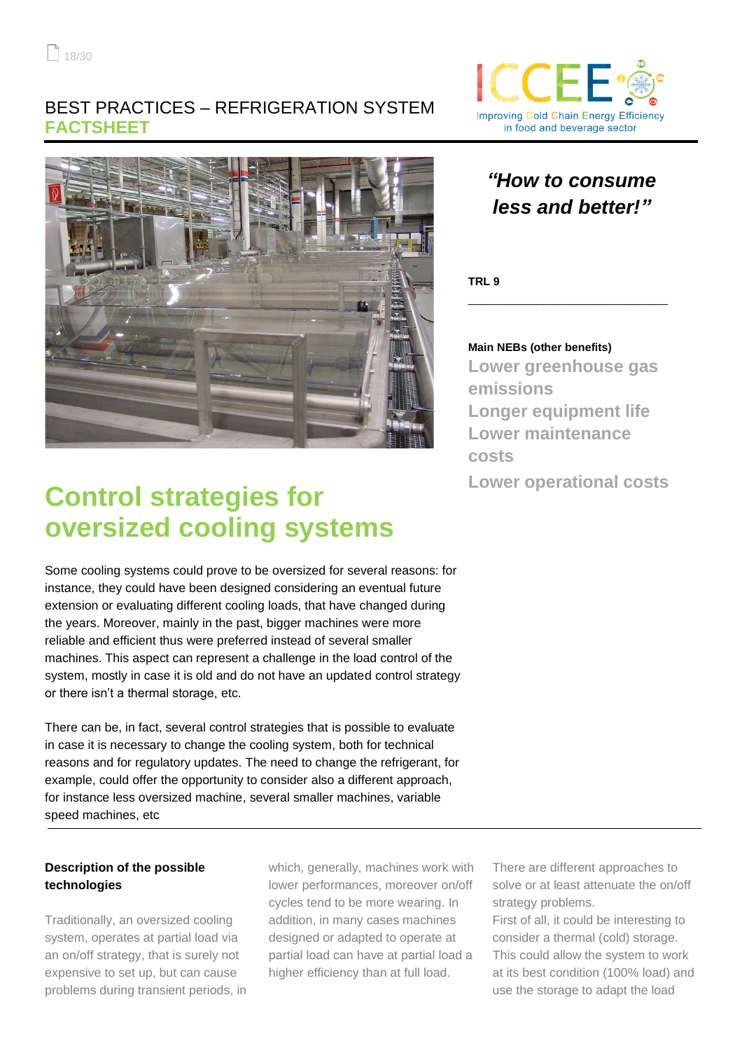BEST PRACTICES – REFRIGERATION SYSTEM
**FACTSHEET**

*"How to consume less and better!"*

**TRL 9**

**Main NEBs (other benefits)**

Lower greenhouse gas emissions
Longer equipment life
Lower maintenance costs
Lower operational costs

# Control strategies for oversized cooling systems

Some cooling systems could prove to be oversized for several reasons: for instance, they could have been designed considering an eventual future extension or evaluating different cooling loads, that have changed during the years. Moreover, mainly in the past, bigger machines were more reliable and efficient thus were preferred instead of several smaller machines. This aspect can represent a challenge in the load control of the system, mostly in case it is old and do not have an updated control strategy or there isn't a thermal storage, etc.

There can be, in fact, several control strategies that is possible to evaluate in case it is necessary to change the cooling system, both for technical reasons and for regulatory updates. The need to change the refrigerant, for example, could offer the opportunity to consider also a different approach, for instance less oversized machine, several smaller machines, variable speed machines, etc

**Description of the possible technologies**

Traditionally, an oversized cooling system, operates at partial load via an on/off strategy, that is surely not expensive to set up, but can cause problems during transient periods, in which, generally, machines work with lower performances, moreover on/off cycles tend to be more wearing. In addition, in many cases machines designed or adapted to operate at partial load can have at partial load a higher efficiency than at full load.

There are different approaches to solve or at least attenuate the on/off strategy problems.
First of all, it could be interesting to consider a thermal (cold) storage. This could allow the system to work at its best condition (100% load) and use the storage to adapt the load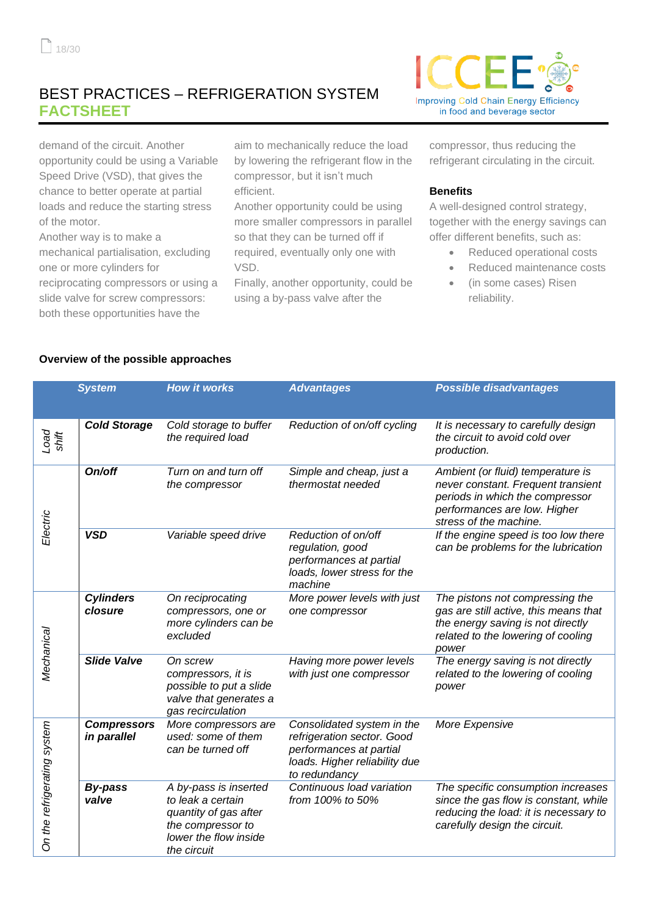# BEST PRACTICES – REFRIGERATION SYSTEM
## FACTSHEET

demand of the circuit. Another opportunity could be using a Variable Speed Drive (VSD), that gives the chance to better operate at partial loads and reduce the starting stress of the motor.
Another way is to make a mechanical partialisation, excluding one or more cylinders for reciprocating compressors or using a slide valve for screw compressors: both these opportunities have the aim to mechanically reduce the load by lowering the refrigerant flow in the compressor, but it isn't much efficient.
Another opportunity could be using more smaller compressors in parallel so that they can be turned off if required, eventually only one with VSD.
Finally, another opportunity, could be using a by-pass valve after the compressor, thus reducing the refrigerant circulating in the circuit.

### Benefits

A well-designed control strategy, together with the energy savings can offer different benefits, such as:

- Reduced operational costs
- Reduced maintenance costs
- (in some cases) Risen reliability.

### Overview of the possible approaches

| | *System* | *How it works* | *Advantages* | *Possible disadvantages* |
|---|---|---|---|---|
| *Load shift* | ***Cold Storage*** | *Cold storage to buffer the required load* | *Reduction of on/off cycling* | *It is necessary to carefully design the circuit to avoid cold over production.* |
| *Electric* | ***On/off*** | *Turn on and turn off the compressor* | *Simple and cheap, just a thermostat needed* | *Ambient (or fluid) temperature is never constant. Frequent transient periods in which the compressor performances are low. Higher stress of the machine.* |
| | ***VSD*** | *Variable speed drive* | *Reduction of on/off regulation, good performances at partial loads, lower stress for the machine* | *If the engine speed is too low there can be problems for the lubrication* |
| *Mechanical* | ***Cylinders closure*** | *On reciprocating compressors, one or more cylinders can be excluded* | *More power levels with just one compressor* | *The pistons not compressing the gas are still active, this means that the energy saving is not directly related to the lowering of cooling power* |
| | ***Slide Valve*** | *On screw compressors, it is possible to put a slide valve that generates a gas recirculation* | *Having more power levels with just one compressor* | *The energy saving is not directly related to the lowering of cooling power* |
| *On the refrigerating system* | ***Compressors in parallel*** | *More compressors are used: some of them can be turned off* | *Consolidated system in the refrigeration sector. Good performances at partial loads. Higher reliability due to redundancy* | *More Expensive* |
| | ***By-pass valve*** | *A by-pass is inserted to leak a certain quantity of gas after the compressor to lower the flow inside the circuit* | *Continuous load variation from 100% to 50%* | *The specific consumption increases since the gas flow is constant, while reducing the load: it is necessary to carefully design the circuit.* |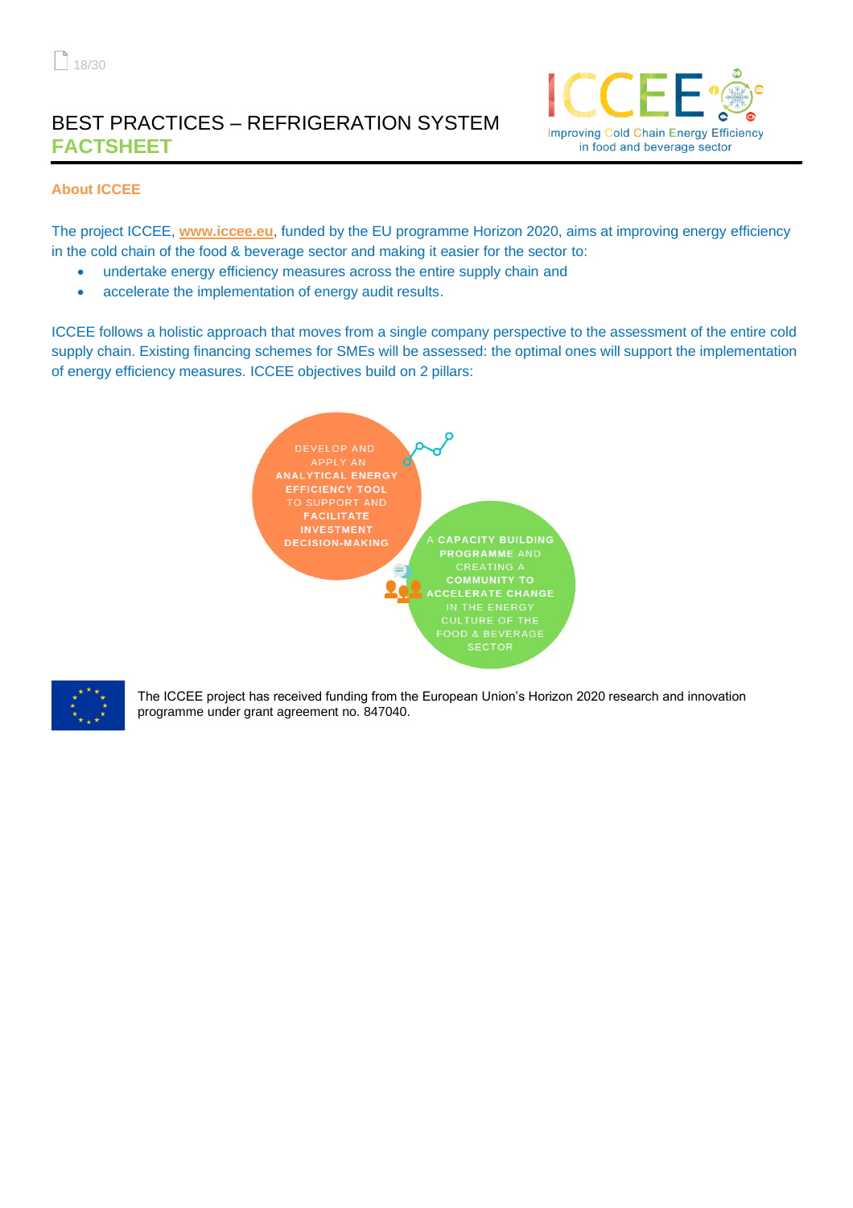# BEST PRACTICES – REFRIGERATION SYSTEM
## FACTSHEET

### About ICCEE

The project ICCEE, **www.iccee.eu**, funded by the EU programme Horizon 2020, aims at improving energy efficiency in the cold chain of the food & beverage sector and making it easier for the sector to:

- undertake energy efficiency measures across the entire supply chain and
- accelerate the implementation of energy audit results.

ICCEE follows a holistic approach that moves from a single company perspective to the assessment of the entire cold supply chain. Existing financing schemes for SMEs will be assessed: the optimal ones will support the implementation of energy efficiency measures. ICCEE objectives build on 2 pillars:

DEVELOP AND APPLY AN **ANALYTICAL ENERGY EFFICIENCY TOOL** TO SUPPORT AND **FACILITATE INVESTMENT DECISION-MAKING**

A **CAPACITY BUILDING PROGRAMME** AND CREATING A **COMMUNITY TO ACCELERATE CHANGE** IN THE ENERGY CULTURE OF THE FOOD & BEVERAGE SECTOR

The ICCEE project has received funding from the European Union's Horizon 2020 research and innovation programme under grant agreement no. 847040.